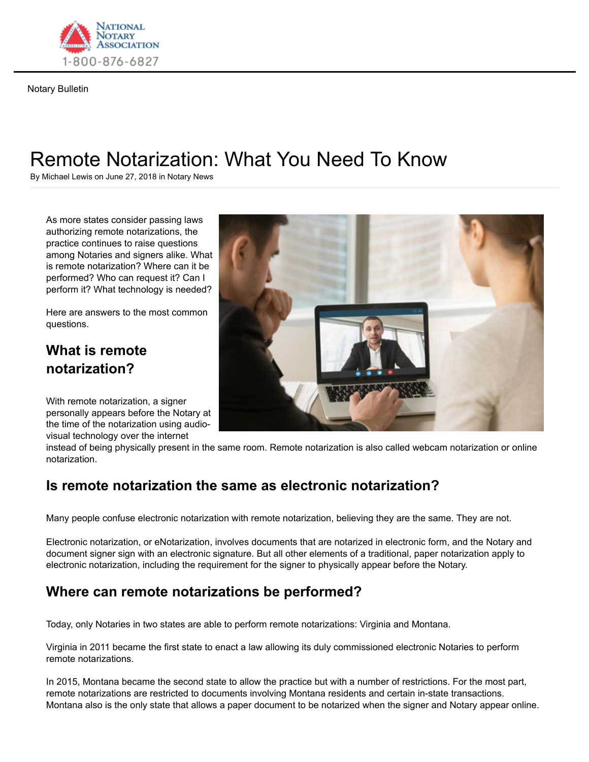Notary Bulletin

# Remote Notarization: What You Need To Know

By Michael Lewis on June 27, 2018 in Notary News

As more states consider passing laws authorizing remote notarizations, the practice continues to raise questions among Notaries and signers alike. What is remote notarization? Where can it be performed? Who can request it? Can I perform it? What technology is needed?

Here are answers to the most common questions.

## What is remote notarization?

With remote notarization, a signer personally appears before the Notary at the time of the notarization using audio-visual technology over the internet instead of being physically present in the same room. Remote notarization is also called webcam notarization or online notarization.

## Is remote notarization the same as electronic notarization?

Many people confuse electronic notarization with remote notarization, believing they are the same. They are not.

Electronic notarization, or eNotarization, involves documents that are notarized in electronic form, and the Notary and document signer sign with an electronic signature. But all other elements of a traditional, paper notarization apply to electronic notarization, including the requirement for the signer to physically appear before the Notary.

## Where can remote notarizations be performed?

Today, only Notaries in two states are able to perform remote notarizations: Virginia and Montana.

Virginia in 2011 became the first state to enact a law allowing its duly commissioned electronic Notaries to perform remote notarizations.

In 2015, Montana became the second state to allow the practice but with a number of restrictions. For the most part, remote notarizations are restricted to documents involving Montana residents and certain in-state transactions. Montana also is the only state that allows a paper document to be notarized when the signer and Notary appear online.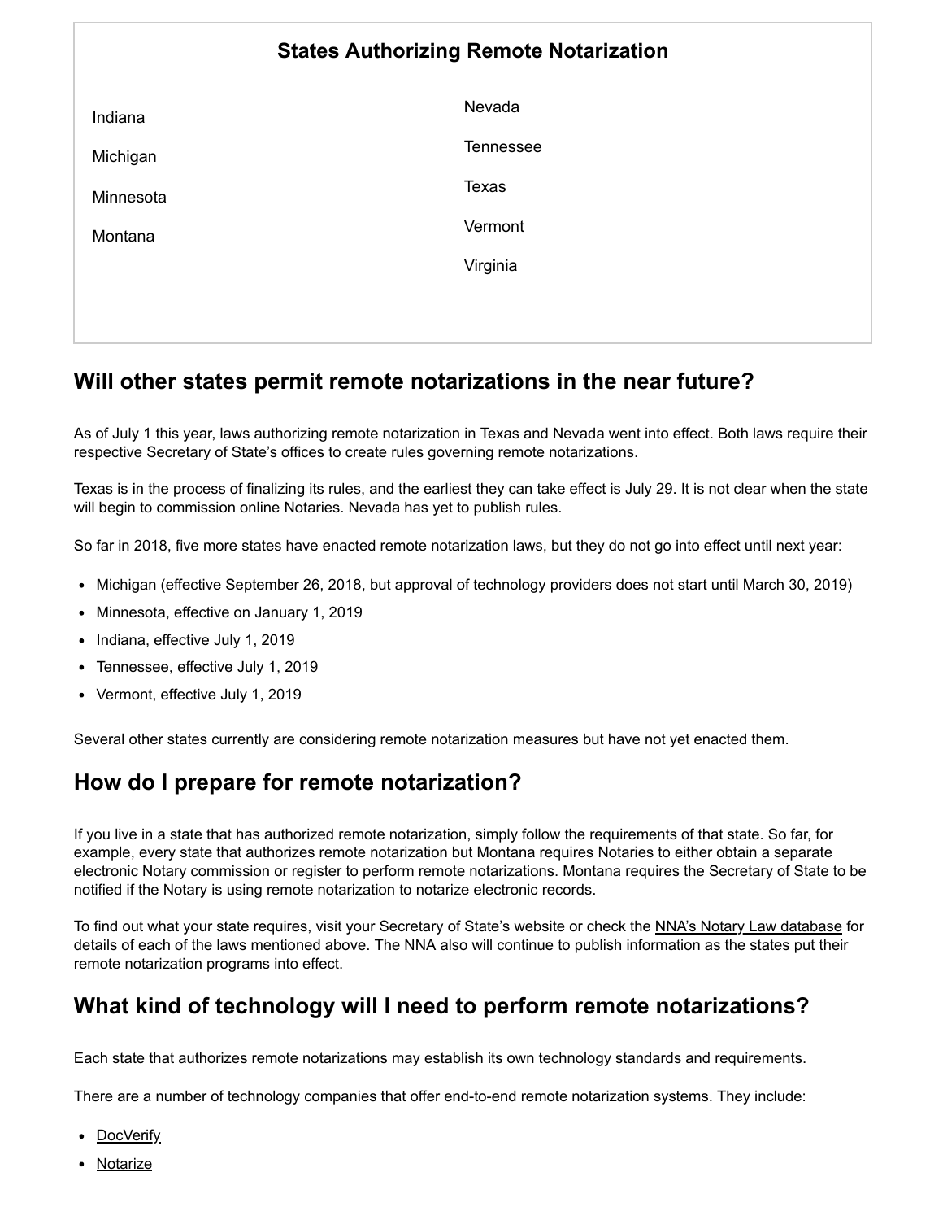## States Authorizing Remote Notarization

| | |
|---|---|
| Indiana | Nevada |
| Michigan | Tennessee |
| Minnesota | Texas |
| Montana | Vermont |
| | Virginia |

## Will other states permit remote notarizations in the near future?

As of July 1 this year, laws authorizing remote notarization in Texas and Nevada went into effect. Both laws require their respective Secretary of State's offices to create rules governing remote notarizations.

Texas is in the process of finalizing its rules, and the earliest they can take effect is July 29. It is not clear when the state will begin to commission online Notaries. Nevada has yet to publish rules.

So far in 2018, five more states have enacted remote notarization laws, but they do not go into effect until next year:

- Michigan (effective September 26, 2018, but approval of technology providers does not start until March 30, 2019)
- Minnesota, effective on January 1, 2019
- Indiana, effective July 1, 2019
- Tennessee, effective July 1, 2019
- Vermont, effective July 1, 2019

Several other states currently are considering remote notarization measures but have not yet enacted them.

## How do I prepare for remote notarization?

If you live in a state that has authorized remote notarization, simply follow the requirements of that state. So far, for example, every state that authorizes remote notarization but Montana requires Notaries to either obtain a separate electronic Notary commission or register to perform remote notarizations. Montana requires the Secretary of State to be notified if the Notary is using remote notarization to notarize electronic records.

To find out what your state requires, visit your Secretary of State's website or check the NNA's Notary Law database for details of each of the laws mentioned above. The NNA also will continue to publish information as the states put their remote notarization programs into effect.

## What kind of technology will I need to perform remote notarizations?

Each state that authorizes remote notarizations may establish its own technology standards and requirements.

There are a number of technology companies that offer end-to-end remote notarization systems. They include:

- DocVerify
- Notarize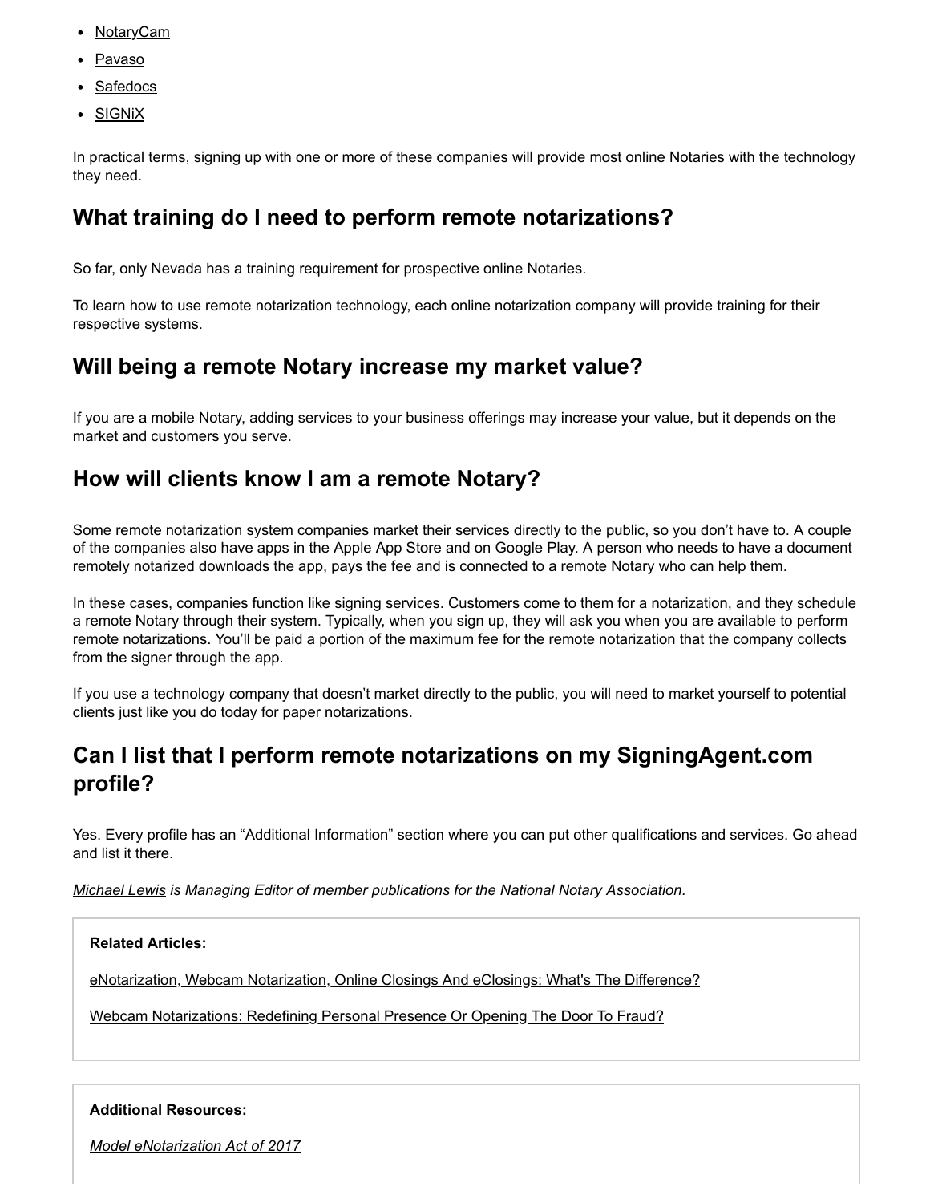- NotaryCam
- Pavaso
- Safedocs
- SIGNiX

In practical terms, signing up with one or more of these companies will provide most online Notaries with the technology they need.

## What training do I need to perform remote notarizations?

So far, only Nevada has a training requirement for prospective online Notaries.

To learn how to use remote notarization technology, each online notarization company will provide training for their respective systems.

## Will being a remote Notary increase my market value?

If you are a mobile Notary, adding services to your business offerings may increase your value, but it depends on the market and customers you serve.

## How will clients know I am a remote Notary?

Some remote notarization system companies market their services directly to the public, so you don't have to. A couple of the companies also have apps in the Apple App Store and on Google Play. A person who needs to have a document remotely notarized downloads the app, pays the fee and is connected to a remote Notary who can help them.

In these cases, companies function like signing services. Customers come to them for a notarization, and they schedule a remote Notary through their system. Typically, when you sign up, they will ask you when you are available to perform remote notarizations. You'll be paid a portion of the maximum fee for the remote notarization that the company collects from the signer through the app.

If you use a technology company that doesn't market directly to the public, you will need to market yourself to potential clients just like you do today for paper notarizations.

## Can I list that I perform remote notarizations on my SigningAgent.com profile?

Yes. Every profile has an "Additional Information" section where you can put other qualifications and services. Go ahead and list it there.

*Michael Lewis is Managing Editor of member publications for the National Notary Association.*

**Related Articles:**

eNotarization, Webcam Notarization, Online Closings And eClosings: What's The Difference?

Webcam Notarizations: Redefining Personal Presence Or Opening The Door To Fraud?

**Additional Resources:**

*Model eNotarization Act of 2017*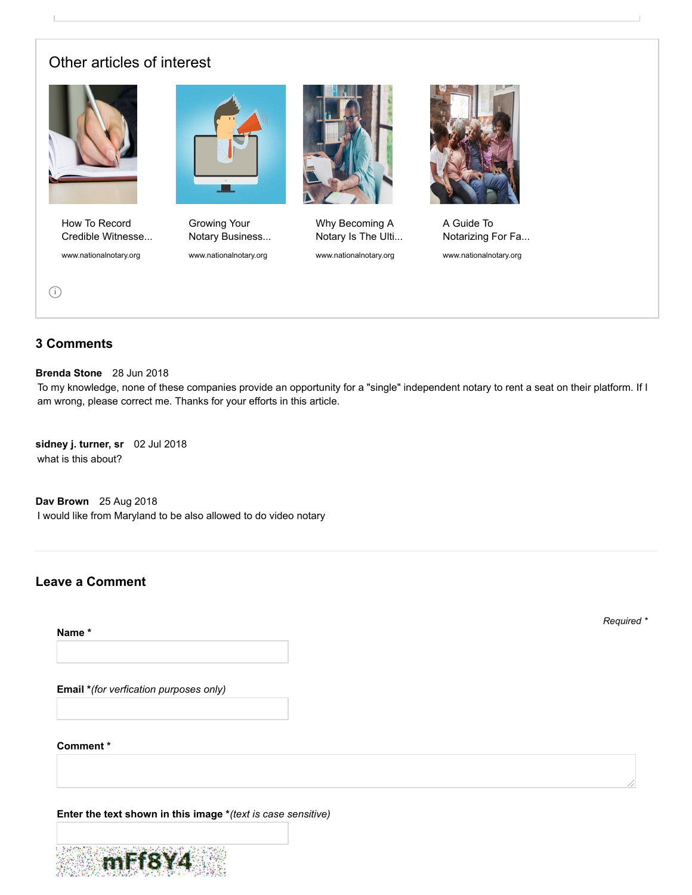## Other articles of interest

How To Record Credible Witnesse...
www.nationalnotary.org

Growing Your Notary Business...
www.nationalnotary.org

Why Becoming A Notary Is The Ulti...
www.nationalnotary.org

A Guide To Notarizing For Fa...
www.nationalnotary.org

### 3 Comments

**Brenda Stone** 28 Jun 2018
To my knowledge, none of these companies provide an opportunity for a "single" independent notary to rent a seat on their platform. If I am wrong, please correct me. Thanks for your efforts in this article.

**sidney j. turner, sr** 02 Jul 2018
what is this about?

**Dav Brown** 25 Aug 2018
I would like from Maryland to be also allowed to do video notary

### Leave a Comment

*Required **

**Name ***

**Email ***(for verfication purposes only)*

**Comment ***

**Enter the text shown in this image ***(text is case sensitive)*

mFf8Y4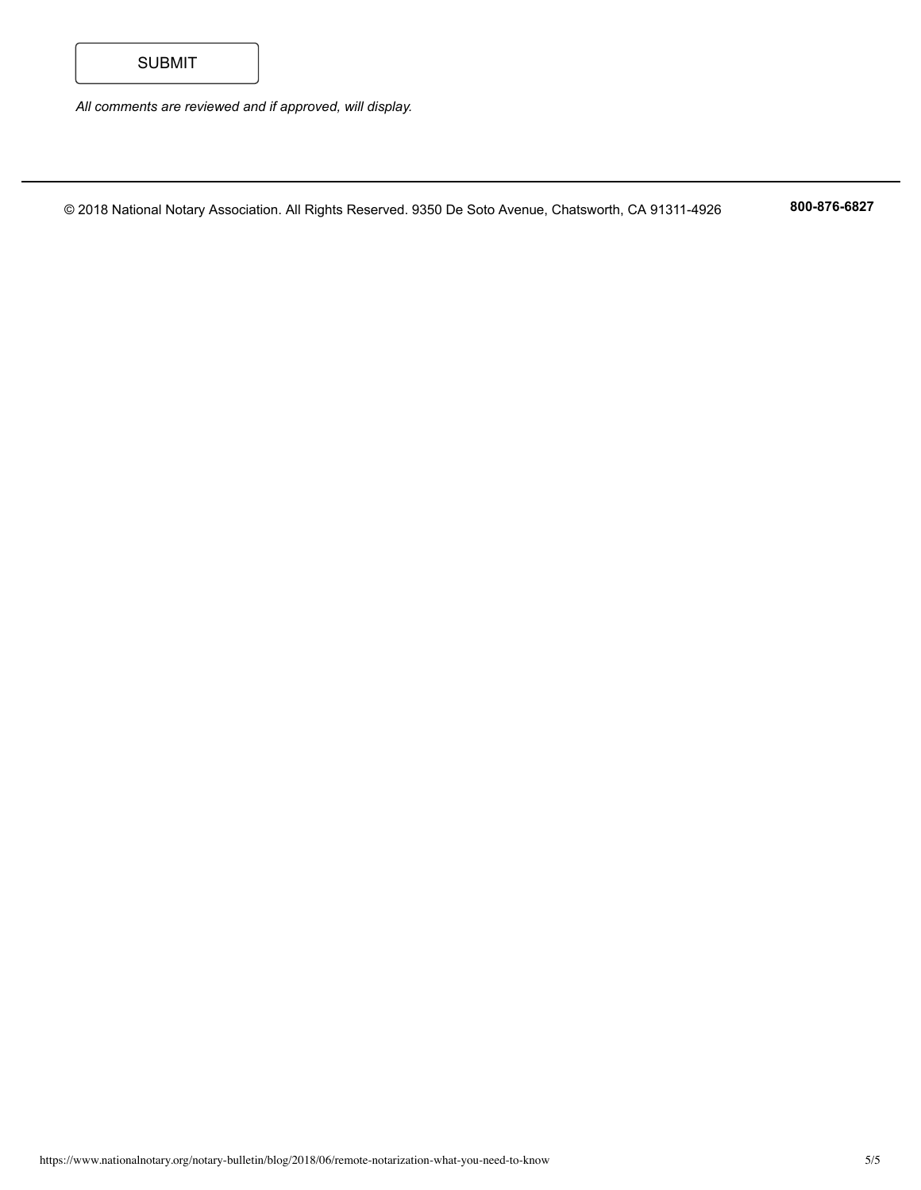SUBMIT

*All comments are reviewed and if approved, will display.*

---

© 2018 National Notary Association. All Rights Reserved. 9350 De Soto Avenue, Chatsworth, CA 91311-4926

**800-876-6827**